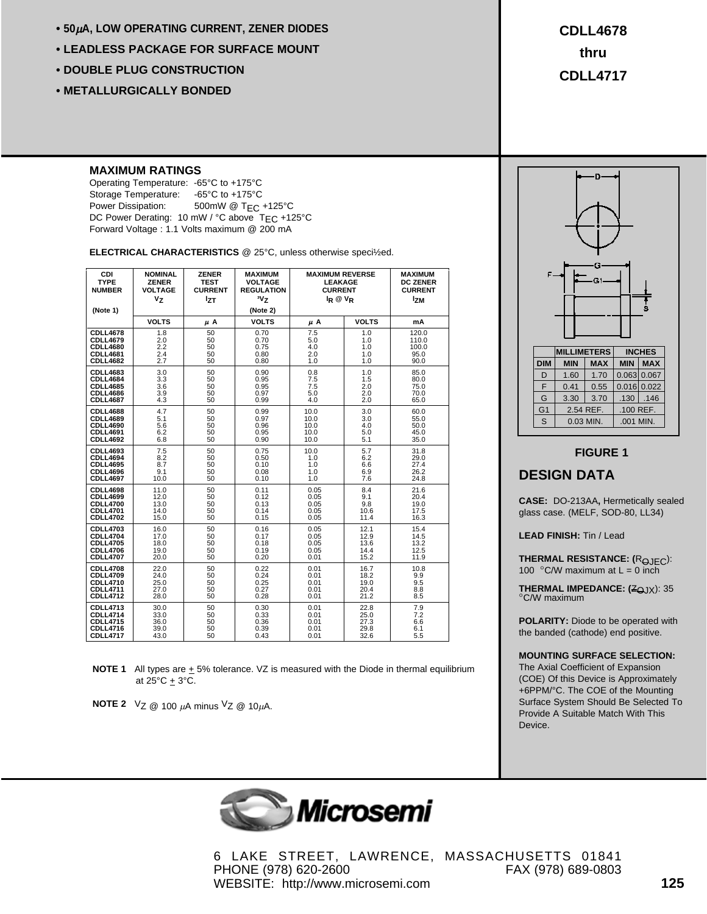- **50 $\mu$A, LOW OPERATING CURRENT, ZENER DIODES**
- **LEADLESS PACKAGE FOR SURFACE MOUNT**
- **DOUBLE PLUG CONSTRUCTION**
- **METALLURGICALLY BONDED**

# CDLL4678 thru CDLL4717

## MAXIMUM RATINGS

Operating Temperature: -65°C to +175°C
Storage Temperature: -65°C to +175°C
Power Dissipation: 500mW @ $T_{EC}$ +125°C
DC Power Derating: 10 mW / °C above $T_{EC}$ +125°C
Forward Voltage : 1.1 Volts maximum @ 200 mA

**ELECTRICAL CHARACTERISTICS** @ 25°C, unless otherwise speci½ed.

| CDI TYPE NUMBER (Note 1) | NOMINAL ZENER VOLTAGE $V_Z$ | ZENER TEST CURRENT $I_{ZT}$ | MAXIMUM VOLTAGE REGULATION $\Delta V_Z$ (Note 2) | MAXIMUM REVERSE LEAKAGE CURRENT $I_R$ @ $V_R$ | | MAXIMUM DC ZENER CURRENT $I_{ZM}$ |
|---|---|---|---|---|---|---|
| | VOLTS | $\mu$ A | VOLTS | $\mu$ A | VOLTS | mA |
| CDLL4678 | 1.8 | 50 | 0.70 | 7.5 | 1.0 | 120.0 |
| CDLL4679 | 2.0 | 50 | 0.70 | 5.0 | 1.0 | 110.0 |
| CDLL4680 | 2.2 | 50 | 0.75 | 4.0 | 1.0 | 100.0 |
| CDLL4681 | 2.4 | 50 | 0.80 | 2.0 | 1.0 | 95.0 |
| CDLL4682 | 2.7 | 50 | 0.80 | 1.0 | 1.0 | 90.0 |
| CDLL4683 | 3.0 | 50 | 0.90 | 0.8 | 1.0 | 85.0 |
| CDLL4684 | 3.3 | 50 | 0.95 | 7.5 | 1.5 | 80.0 |
| CDLL4685 | 3.6 | 50 | 0.95 | 7.5 | 2.0 | 75.0 |
| CDLL4686 | 3.9 | 50 | 0.97 | 5.0 | 2.0 | 70.0 |
| CDLL4687 | 4.3 | 50 | 0.99 | 4.0 | 2.0 | 65.0 |
| CDLL4688 | 4.7 | 50 | 0.99 | 10.0 | 3.0 | 60.0 |
| CDLL4689 | 5.1 | 50 | 0.97 | 10.0 | 3.0 | 55.0 |
| CDLL4690 | 5.6 | 50 | 0.96 | 10.0 | 4.0 | 50.0 |
| CDLL4691 | 6.2 | 50 | 0.95 | 10.0 | 5.0 | 45.0 |
| CDLL4692 | 6.8 | 50 | 0.90 | 10.0 | 5.1 | 35.0 |
| CDLL4693 | 7.5 | 50 | 0.75 | 10.0 | 5.7 | 31.8 |
| CDLL4694 | 8.2 | 50 | 0.50 | 1.0 | 6.2 | 29.0 |
| CDLL4695 | 8.7 | 50 | 0.10 | 1.0 | 6.6 | 27.4 |
| CDLL4696 | 9.1 | 50 | 0.08 | 1.0 | 6.9 | 26.2 |
| CDLL4697 | 10.0 | 50 | 0.10 | 1.0 | 7.6 | 24.8 |
| CDLL4698 | 11.0 | 50 | 0.11 | 0.05 | 8.4 | 21.6 |
| CDLL4699 | 12.0 | 50 | 0.12 | 0.05 | 9.1 | 20.4 |
| CDLL4700 | 13.0 | 50 | 0.13 | 0.05 | 9.8 | 19.0 |
| CDLL4701 | 14.0 | 50 | 0.14 | 0.05 | 10.6 | 17.5 |
| CDLL4702 | 15.0 | 50 | 0.15 | 0.05 | 11.4 | 16.3 |
| CDLL4703 | 16.0 | 50 | 0.16 | 0.05 | 12.1 | 15.4 |
| CDLL4704 | 17.0 | 50 | 0.17 | 0.05 | 12.9 | 14.5 |
| CDLL4705 | 18.0 | 50 | 0.18 | 0.05 | 13.6 | 13.2 |
| CDLL4706 | 19.0 | 50 | 0.19 | 0.05 | 14.4 | 12.5 |
| CDLL4707 | 20.0 | 50 | 0.20 | 0.01 | 15.2 | 11.9 |
| CDLL4708 | 22.0 | 50 | 0.22 | 0.01 | 16.7 | 10.8 |
| CDLL4709 | 24.0 | 50 | 0.24 | 0.01 | 18.2 | 9.9 |
| CDLL4710 | 25.0 | 50 | 0.25 | 0.01 | 19.0 | 9.5 |
| CDLL4711 | 27.0 | 50 | 0.27 | 0.01 | 20.4 | 8.8 |
| CDLL4712 | 28.0 | 50 | 0.28 | 0.01 | 21.2 | 8.5 |
| CDLL4713 | 30.0 | 50 | 0.30 | 0.01 | 22.8 | 7.9 |
| CDLL4714 | 33.0 | 50 | 0.33 | 0.01 | 25.0 | 7.2 |
| CDLL4715 | 36.0 | 50 | 0.36 | 0.01 | 27.3 | 6.6 |
| CDLL4716 | 39.0 | 50 | 0.39 | 0.01 | 29.8 | 6.1 |
| CDLL4717 | 43.0 | 50 | 0.43 | 0.01 | 32.6 | 5.5 |

**NOTE 1** All types are ± 5% tolerance. VZ is measured with the Diode in thermal equilibrium at 25°C ± 3°C.

**NOTE 2** $V_Z$ @ 100 $\mu$A minus $V_Z$ @ 10$\mu$A.

| | MILLIMETERS | | INCHES | |
|---|---|---|---|---|
| DIM | MIN | MAX | MIN | MAX |
| D | 1.60 | 1.70 | 0.063 | 0.067 |
| F | 0.41 | 0.55 | 0.016 | 0.022 |
| G | 3.30 | 3.70 | .130 | .146 |
| G1 | 2.54 REF. | | .100 REF. | |
| S | 0.03 MIN. | | .001 MIN. | |

FIGURE 1

## DESIGN DATA

**CASE:** DO-213AA**,** Hermetically sealed glass case. (MELF, SOD-80, LL34)

**LEAD FINISH:** Tin / Lead

**THERMAL RESISTANCE: ($R_{\Theta JEC}$):** 100 °C/W maximum at L = 0 inch

**THERMAL IMPEDANCE: ($Z_{\Theta JX}$):** 35 °C/W maximum

**POLARITY:** Diode to be operated with the banded (cathode) end positive.

**MOUNTING SURFACE SELECTION:** The Axial Coefficient of Expansion (COE) Of this Device is Approximately +6PPM/°C. The COE of the Mounting Surface System Should Be Selected To Provide A Suitable Match With This Device.

Microsemi

6 LAKE STREET, LAWRENCE, MASSACHUSETTS 01841
PHONE (978) 620-2600 FAX (978) 689-0803
WEBSITE: http://www.microsemi.com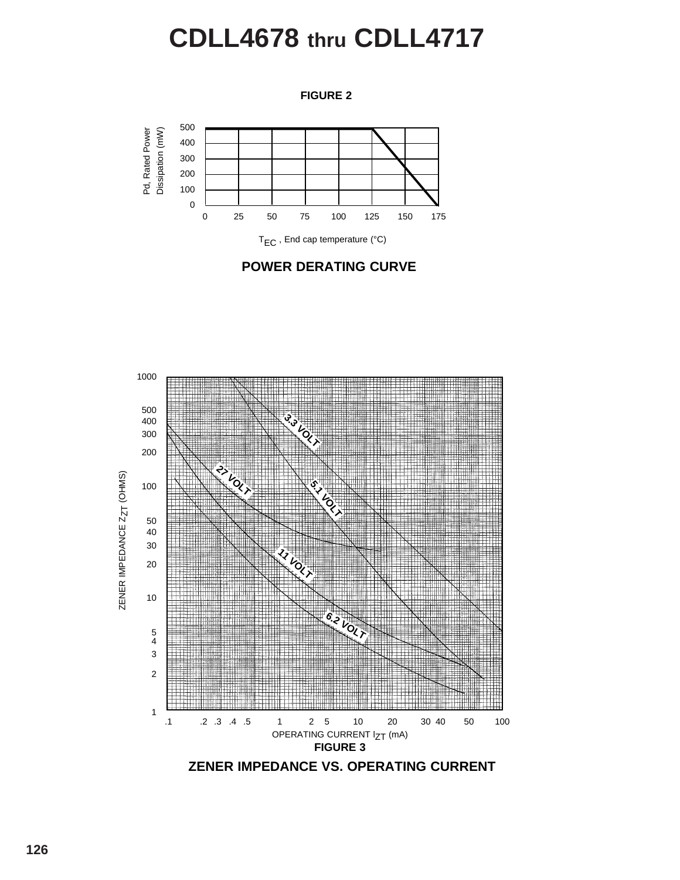# CDLL4678 thru CDLL4717

**FIGURE 2**

Pd, Rated Power Dissipation (mW)

500
400
300
200
100
0

0 25 50 75 100 125 150 175

$T_{EC}$ , End cap temperature (°C)

**POWER DERATING CURVE**

ZENER IMPEDANCE $Z_{ZT}$ (OHMS)

1000
500
400
300
200
100
50
40
30
20
10
5
4
3
2
1

3.3 VOLT

27 VOLT

5.1 VOLT

11 VOLT

6.2 VOLT

.1 .2 .3 .4 .5 1 2 5 10 20 30 40 50 100

OPERATING CURRENT $I_{ZT}$ (mA)

**FIGURE 3**

**ZENER IMPEDANCE VS. OPERATING CURRENT**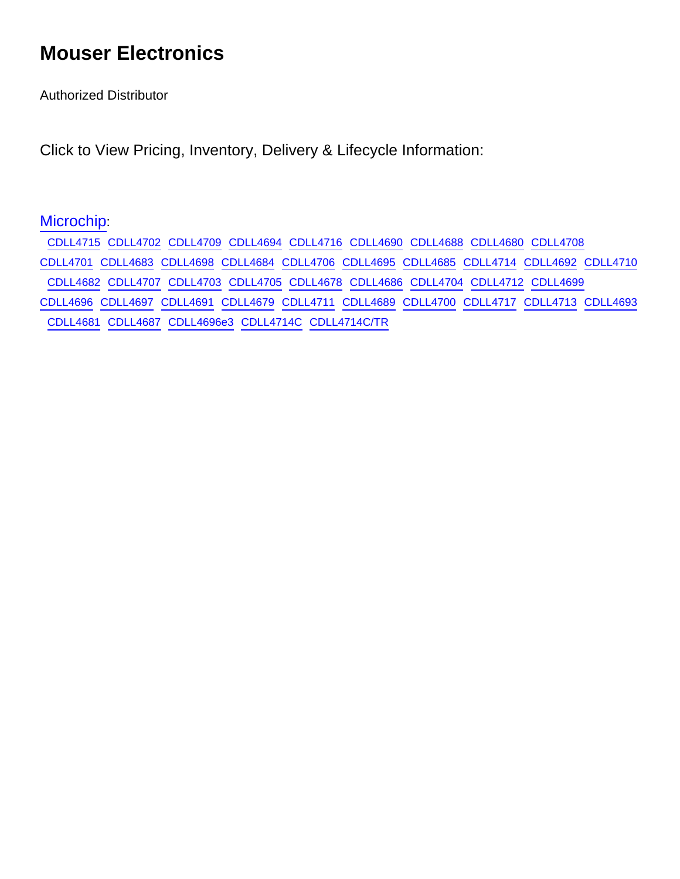# Mouser Electronics

Authorized Distributor

Click to View Pricing, Inventory, Delivery & Lifecycle Information:

Microchip:

CDLL4715 CDLL4702 CDLL4709 CDLL4694 CDLL4716 CDLL4690 CDLL4688 CDLL4680 CDLL4708 CDLL4701 CDLL4683 CDLL4698 CDLL4684 CDLL4706 CDLL4695 CDLL4685 CDLL4714 CDLL4692 CDLL4710 CDLL4682 CDLL4707 CDLL4703 CDLL4705 CDLL4678 CDLL4686 CDLL4704 CDLL4712 CDLL4699 CDLL4696 CDLL4697 CDLL4691 CDLL4679 CDLL4711 CDLL4689 CDLL4700 CDLL4717 CDLL4713 CDLL4693 CDLL4681 CDLL4687 CDLL4696e3 CDLL4714C CDLL4714C/TR